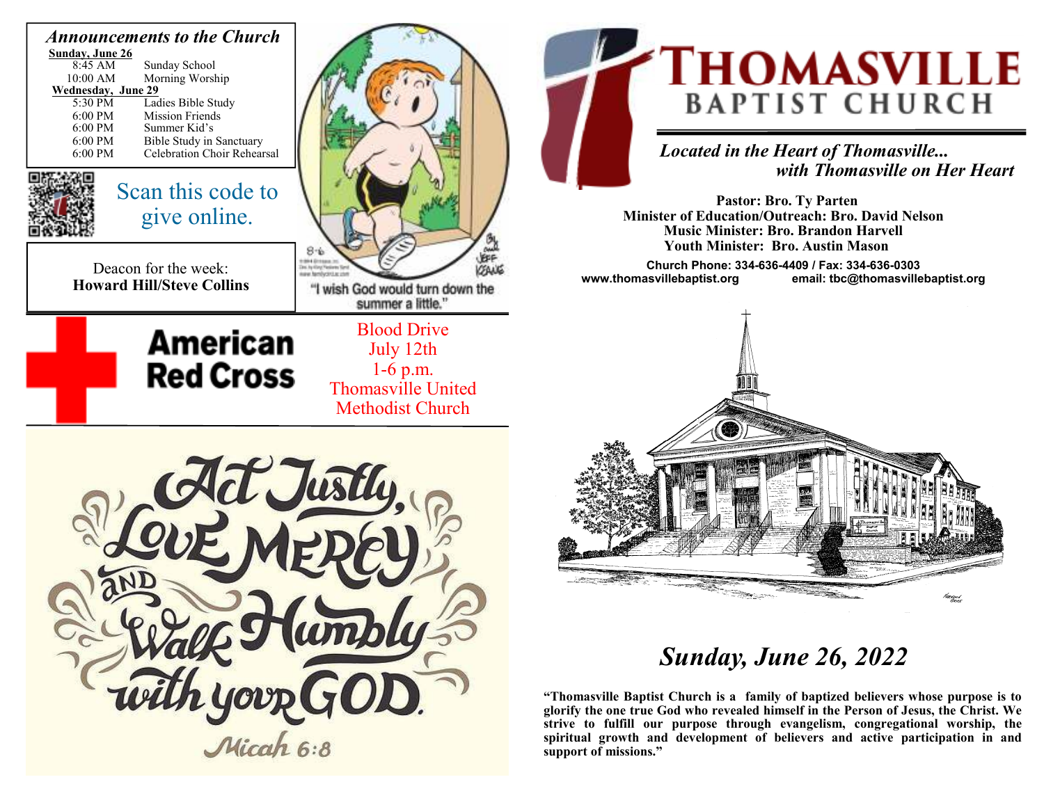## Announcements to the Church

**Sunday, June 26**

| | |
|---|---|
| 8:45 AM | Sunday School |
| 10:00 AM | Morning Worship |

**Wednesday, June 29**

| | |
|---|---|
| 5:30 PM | Ladies Bible Study |
| 6:00 PM | Mission Friends |
| 6:00 PM | Summer Kid's |
| 6:00 PM | Bible Study in Sanctuary |
| 6:00 PM | Celebration Choir Rehearsal |

Scan this code to give online.

Deacon for the week:
**Howard Hill/Steve Collins**

"I wish God would turn down the summer a little."

**American Red Cross**

Blood Drive
July 12th
1-6 p.m.
Thomasville United Methodist Church

Act Justly, Love Mercy and Walk Humbly with your God.
Micah 6:8

# THOMASVILLE BAPTIST CHURCH

***Located in the Heart of Thomasville... with Thomasville on Her Heart***

**Pastor: Bro. Ty Parten**
**Minister of Education/Outreach: Bro. David Nelson**
**Music Minister: Bro. Brandon Harvell**
**Youth Minister: Bro. Austin Mason**

**Church Phone: 334-636-4409 / Fax: 334-636-0303**
**www.thomasvillebaptist.org email: tbc@thomasvillebaptist.org**

## *Sunday, June 26, 2022*

**"Thomasville Baptist Church is a family of baptized believers whose purpose is to glorify the one true God who revealed himself in the Person of Jesus, the Christ. We strive to fulfill our purpose through evangelism, congregational worship, the spiritual growth and development of believers and active participation in and support of missions."**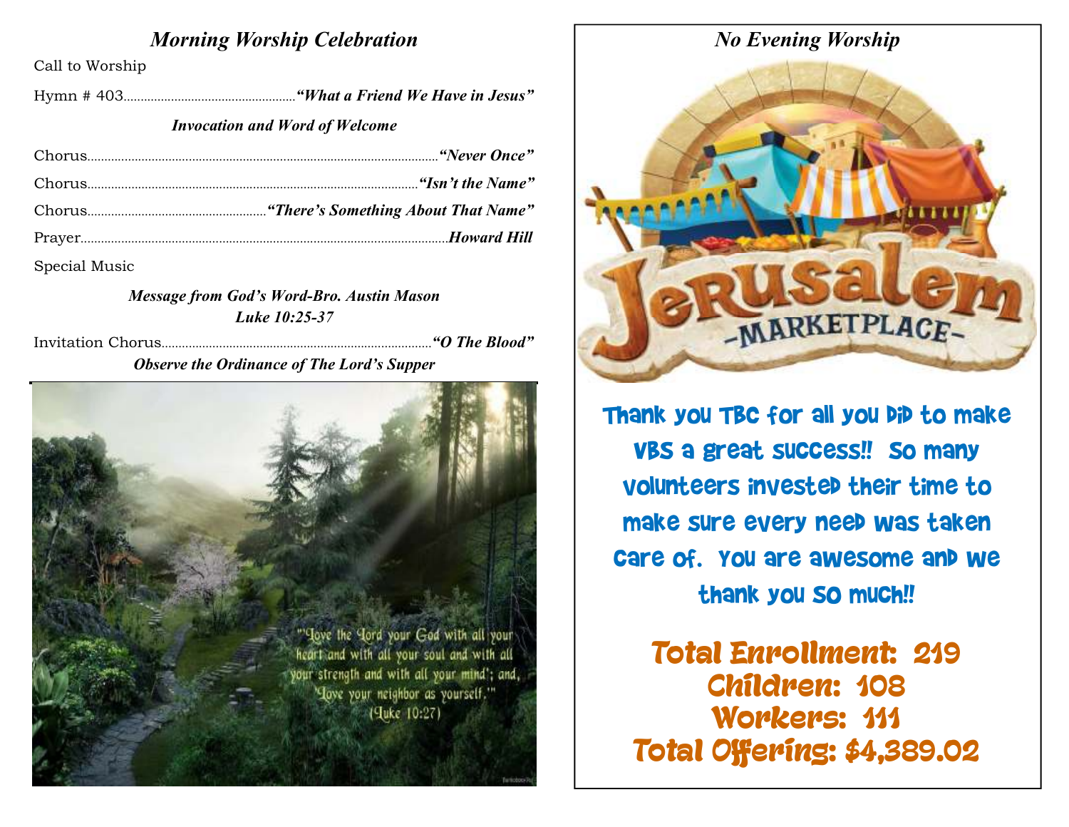## *Morning Worship Celebration*

Call to Worship

Hymn # 403................................................***"What a Friend We Have in Jesus"***

***Invocation and Word of Welcome***

Chorus.......................................................................................***"Never Once"***

Chorus...............................................................................***"Isn't the Name"***

Chorus...................................................***"There's Something About That Name"***

Prayer.......................................................................................***Howard Hill***

Special Music

***Message from God's Word-Bro. Austin Mason***
***Luke 10:25-37***

Invitation Chorus...............................................................***"O The Blood"***

***Observe the Ordinance of The Lord's Supper***

"'Love the Lord your God with all your heart and with all your soul and with all your strength and with all your mind'; and, 'Love your neighbor as yourself.'" (Luke 10:27)

## *No Evening Worship*

Jerusalem
-MARKETPLACE-

Thank you TBC for all you did to make VBS a great success!! So many volunteers invested their time to make sure every need was taken care of. You are awesome and we thank you so much!!

**Total Enrollment: 219**
**Children: 108**
**Workers: 111**
**Total Offering: $4,389.02**